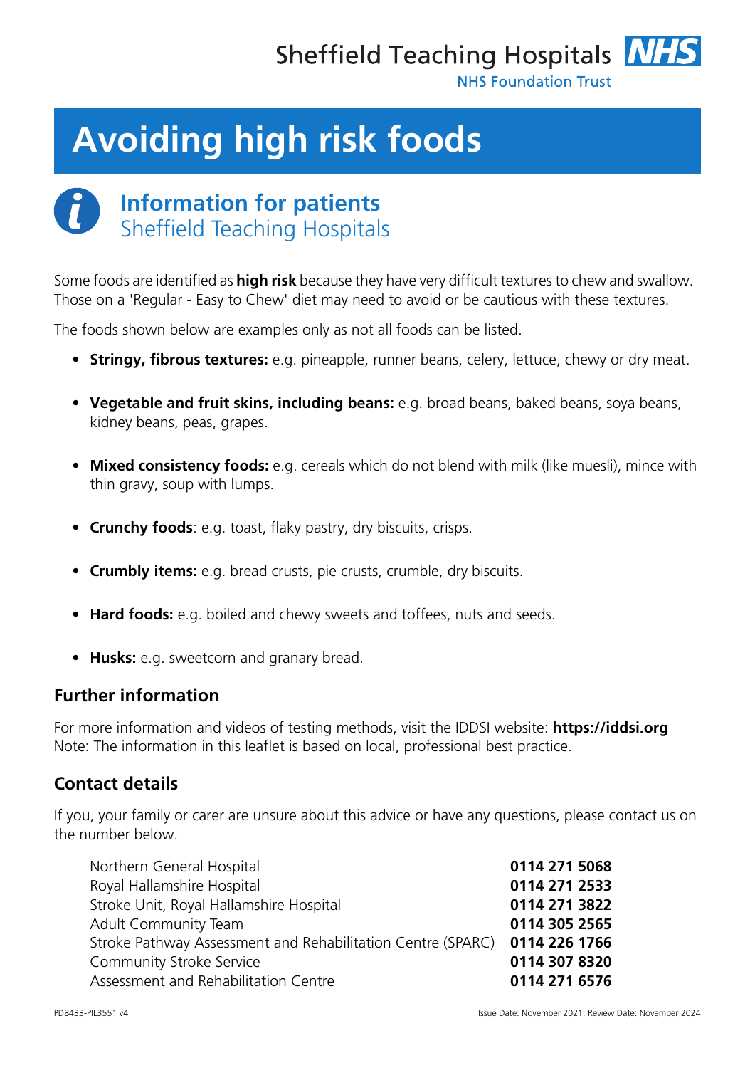Sheffield Teaching Hospitals NHS Foundation Trust

# Avoiding high risk foods

## Information for patients
Sheffield Teaching Hospitals

Some foods are identified as **high risk** because they have very difficult textures to chew and swallow. Those on a 'Regular - Easy to Chew' diet may need to avoid or be cautious with these textures.

The foods shown below are examples only as not all foods can be listed.

- **Stringy, fibrous textures:** e.g. pineapple, runner beans, celery, lettuce, chewy or dry meat.
- **Vegetable and fruit skins, including beans:** e.g. broad beans, baked beans, soya beans, kidney beans, peas, grapes.
- **Mixed consistency foods:** e.g. cereals which do not blend with milk (like muesli), mince with thin gravy, soup with lumps.
- **Crunchy foods**: e.g. toast, flaky pastry, dry biscuits, crisps.
- **Crumbly items:** e.g. bread crusts, pie crusts, crumble, dry biscuits.
- **Hard foods:** e.g. boiled and chewy sweets and toffees, nuts and seeds.
- **Husks:** e.g. sweetcorn and granary bread.

## Further information

For more information and videos of testing methods, visit the IDDSI website: **https://iddsi.org**
Note: The information in this leaflet is based on local, professional best practice.

## Contact details

If you, your family or carer are unsure about this advice or have any questions, please contact us on the number below.

| | |
|---|---|
| Northern General Hospital | **0114 271 5068** |
| Royal Hallamshire Hospital | **0114 271 2533** |
| Stroke Unit, Royal Hallamshire Hospital | **0114 271 3822** |
| Adult Community Team | **0114 305 2565** |
| Stroke Pathway Assessment and Rehabilitation Centre (SPARC) | **0114 226 1766** |
| Community Stroke Service | **0114 307 8320** |
| Assessment and Rehabilitation Centre | **0114 271 6576** |

PD8433-PIL3551 v4

Issue Date: November 2021. Review Date: November 2024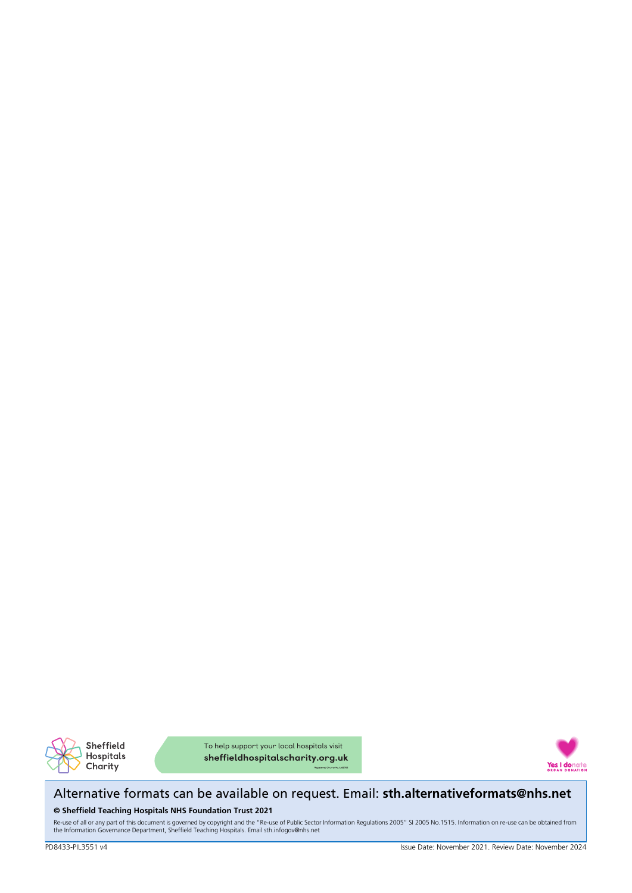Sheffield Hospitals Charity

To help support your local hospitals visit **sheffieldhospitalscharity.org.uk**

Yes I donate ORGAN DONATION

Alternative formats can be available on request. Email: **sth.alternativeformats@nhs.net**

**© Sheffield Teaching Hospitals NHS Foundation Trust 2021**

Re-use of all or any part of this document is governed by copyright and the "Re-use of Public Sector Information Regulations 2005" SI 2005 No.1515. Information on re-use can be obtained from the Information Governance Department, Sheffield Teaching Hospitals. Email sth.infogov@nhs.net

PD8433-PIL3551 v4

Issue Date: November 2021. Review Date: November 2024